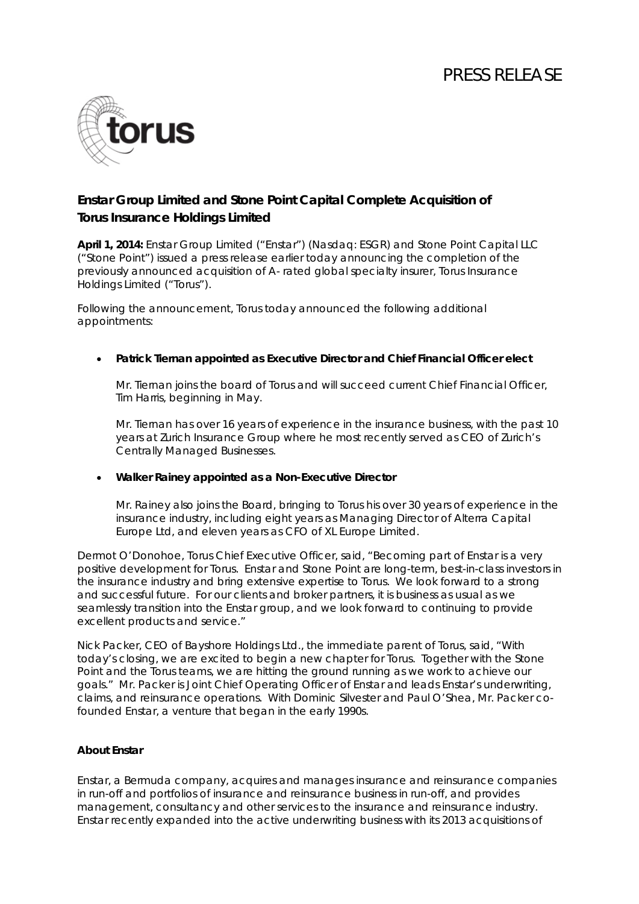# PRESS RELEASE

## Enstar Group Limited and Stone Point Capital Complete Acquisition of Torus Insurance Holdings Limited

**April 1, 2014:** Enstar Group Limited ("Enstar") (Nasdaq: ESGR) and Stone Point Capital LLC ("Stone Point") issued a press release earlier today announcing the completion of the previously announced acquisition of A- rated global specialty insurer, Torus Insurance Holdings Limited ("Torus").

Following the announcement, Torus today announced the following additional appointments:

- **Patrick Tiernan appointed as Executive Director and Chief Financial Officer elect**

  Mr. Tiernan joins the board of Torus and will succeed current Chief Financial Officer, Tim Harris, beginning in May.

  Mr. Tiernan has over 16 years of experience in the insurance business, with the past 10 years at Zurich Insurance Group where he most recently served as CEO of Zurich's Centrally Managed Businesses.

- **Walker Rainey appointed as a Non-Executive Director**

  Mr. Rainey also joins the Board, bringing to Torus his over 30 years of experience in the insurance industry, including eight years as Managing Director of Alterra Capital Europe Ltd, and eleven years as CFO of XL Europe Limited.

Dermot O'Donohoe, Torus Chief Executive Officer, said, "Becoming part of Enstar is a very positive development for Torus. Enstar and Stone Point are long-term, best-in-class investors in the insurance industry and bring extensive expertise to Torus. We look forward to a strong and successful future. For our clients and broker partners, it is business as usual as we seamlessly transition into the Enstar group, and we look forward to continuing to provide excellent products and service."

Nick Packer, CEO of Bayshore Holdings Ltd., the immediate parent of Torus, said, "With today's closing, we are excited to begin a new chapter for Torus. Together with the Stone Point and the Torus teams, we are hitting the ground running as we work to achieve our goals." Mr. Packer is Joint Chief Operating Officer of Enstar and leads Enstar's underwriting, claims, and reinsurance operations. With Dominic Silvester and Paul O'Shea, Mr. Packer co-founded Enstar, a venture that began in the early 1990s.

### About Enstar

Enstar, a Bermuda company, acquires and manages insurance and reinsurance companies in run-off and portfolios of insurance and reinsurance business in run-off, and provides management, consultancy and other services to the insurance and reinsurance industry. Enstar recently expanded into the active underwriting business with its 2013 acquisitions of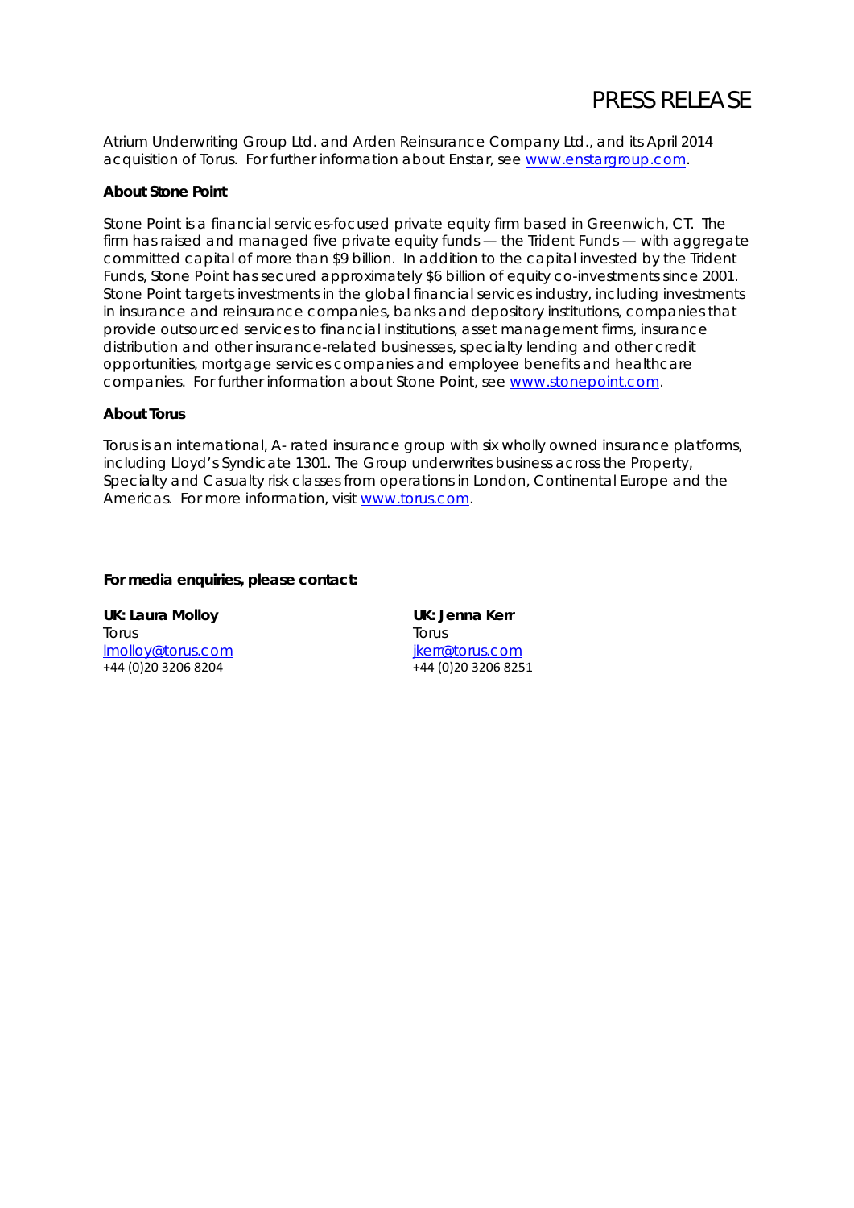Atrium Underwriting Group Ltd. and Arden Reinsurance Company Ltd., and its April 2014 acquisition of Torus. For further information about Enstar, see www.enstargroup.com.

**About Stone Point**

Stone Point is a financial services-focused private equity firm based in Greenwich, CT. The firm has raised and managed five private equity funds — the Trident Funds — with aggregate committed capital of more than $9 billion. In addition to the capital invested by the Trident Funds, Stone Point has secured approximately $6 billion of equity co-investments since 2001. Stone Point targets investments in the global financial services industry, including investments in insurance and reinsurance companies, banks and depository institutions, companies that provide outsourced services to financial institutions, asset management firms, insurance distribution and other insurance-related businesses, specialty lending and other credit opportunities, mortgage services companies and employee benefits and healthcare companies. For further information about Stone Point, see www.stonepoint.com.

**About Torus**

Torus is an international, A- rated insurance group with six wholly owned insurance platforms, including Lloyd's Syndicate 1301. The Group underwrites business across the Property, Specialty and Casualty risk classes from operations in London, Continental Europe and the Americas. For more information, visit www.torus.com.

**For media enquiries, please contact:**

**UK: Laura Molloy**
Torus
lmolloy@torus.com
+44 (0)20 3206 8204

**UK: Jenna Kerr**
Torus
jkerr@torus.com
+44 (0)20 3206 8251